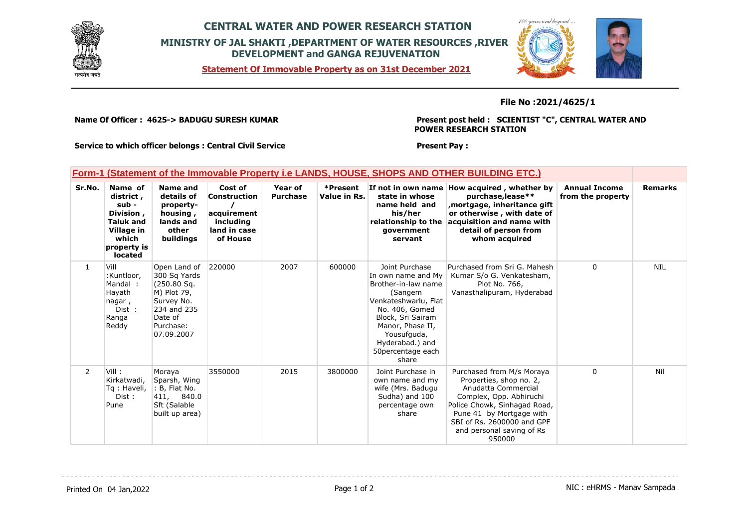# CENTRAL WATER AND POWER RESEARCH STATION

## MINISTRY OF JAL SHAKTI ,DEPARTMENT OF WATER RESOURCES ,RIVER DEVELOPMENT and GANGA REJUVENATION

**Statement Of Immovable Property as on 31st December 2021**

**File No :2021/4625/1**

**Name Of Officer : 4625-> BADUGU SURESH KUMAR**

**Present post held : SCIENTIST "C", CENTRAL WATER AND POWER RESEARCH STATION**

**Service to which officer belongs : Central Civil Service**

**Present Pay :**

### Form-1 (Statement of the Immovable Property i.e LANDS, HOUSE, SHOPS AND OTHER BUILDING ETC.)

| Sr.No. | Name of district , sub - Division , Taluk and Village in which property is located | Name and details of property-housing , lands and other buildings | Cost of Construction / acquirement including land in case of House | Year of Purchase | *Present Value in Rs. | If not in own name state in whose name held and his/her relationship to the government servant | How acquired , whether by purchase,lease** ,mortgage, inheritance gift or otherwise , with date of acquisition and name with detail of person from whom acquired | Annual Income from the property | Remarks |
|---|---|---|---|---|---|---|---|---|---|
| 1 | Vill :Kuntloor, Mandal : Hayath nagar , Dist : Ranga Reddy | Open Land of 300 Sq Yards (250.80 Sq. M) Plot 79, Survey No. 234 and 235 Date of Purchase: 07.09.2007 | 220000 | 2007 | 600000 | Joint Purchase In own name and My Brother-in-law name (Sangem Venkateshwarlu, Flat No. 406, Gomed Block, Sri Sairam Manor, Phase II, Yousufguda, Hyderabad.) and 50percentage each share | Purchased from Sri G. Mahesh Kumar S/o G. Venkatesham, Plot No. 766, Vanasthalipuram, Hyderabad | 0 | NIL |
| 2 | Vill : Kirkatwadi, Tq : Haveli, Dist : Pune | Moraya Sparsh, Wing : B, Flat No. 411, 840.0 Sft (Salable built up area) | 3550000 | 2015 | 3800000 | Joint Purchase in own name and my wife (Mrs. Badugu Sudha) and 100 percentage own share | Purchased from M/s Moraya Properties, shop no. 2, Anudatta Commercial Complex, Opp. Abhiruchi Police Chowk, Sinhagad Road, Pune 41 by Mortgage with SBI of Rs. 2600000 and GPF and personal saving of Rs 950000 | 0 | Nil |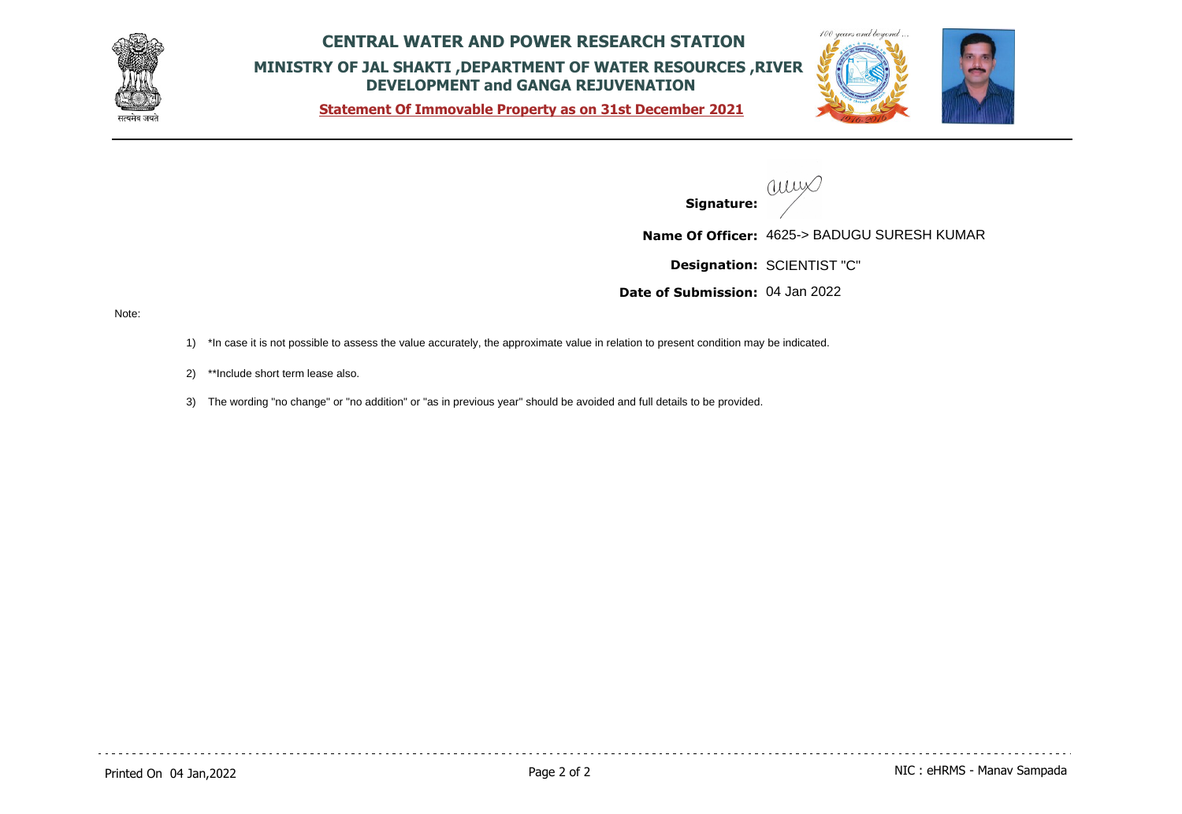# CENTRAL WATER AND POWER RESEARCH STATION

## MINISTRY OF JAL SHAKTI ,DEPARTMENT OF WATER RESOURCES ,RIVER DEVELOPMENT and GANGA REJUVENATION

**Statement Of Immovable Property as on 31st December 2021**

**Signature:**

**Name Of Officer:** 4625-> BADUGU SURESH KUMAR

**Designation:** SCIENTIST "C"

**Date of Submission:** 04 Jan 2022

Note:

1) *In case it is not possible to assess the value accurately, the approximate value in relation to present condition may be indicated.

2) **Include short term lease also.

3) The wording "no change" or "no addition" or "as in previous year" should be avoided and full details to be provided.

Printed On 04 Jan,2022

NIC : eHRMS - Manav Sampada